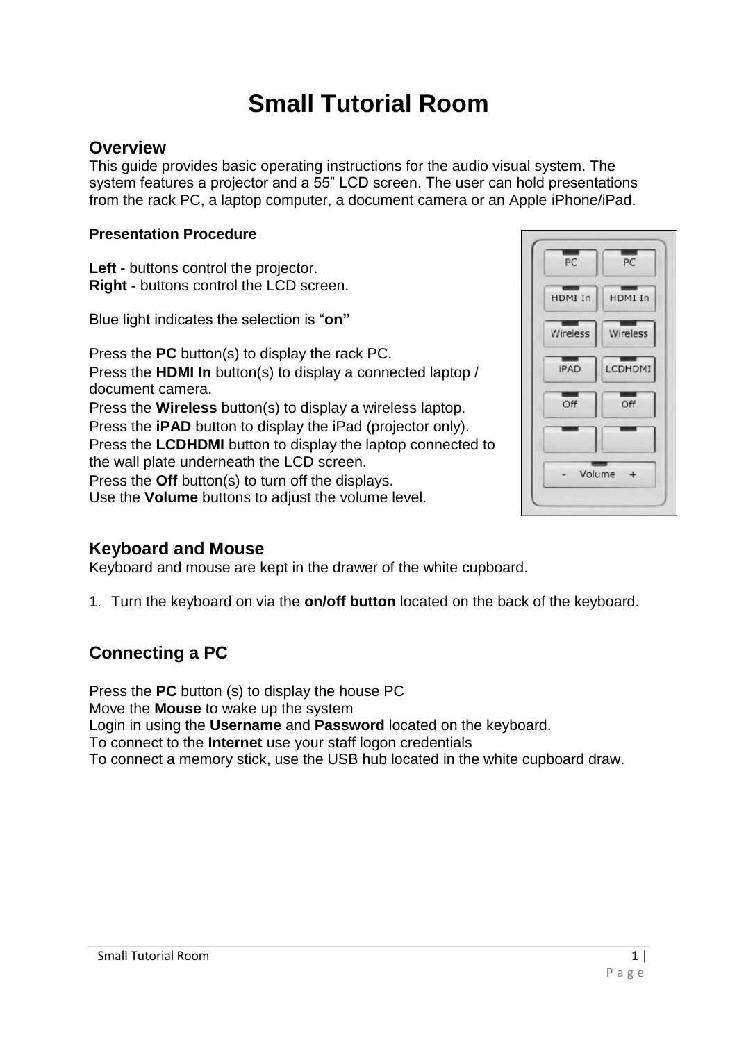# Small Tutorial Room

## Overview

This guide provides basic operating instructions for the audio visual system. The system features a projector and a 55” LCD screen. The user can hold presentations from the rack PC, a laptop computer, a document camera or an Apple iPhone/iPad.

**Presentation Procedure**

**Left -** buttons control the projector.
**Right -** buttons control the LCD screen.

Blue light indicates the selection is “**on”**

Press the **PC** button(s) to display the rack PC.
Press the **HDMI In** button(s) to display a connected laptop / document camera.
Press the **Wireless** button(s) to display a wireless laptop.
Press the **iPAD** button to display the iPad (projector only).
Press the **LCDHDMI** button to display the laptop connected to the wall plate underneath the LCD screen.
Press the **Off** button(s) to turn off the displays.
Use the **Volume** buttons to adjust the volume level.

## Keyboard and Mouse

Keyboard and mouse are kept in the drawer of the white cupboard.

1. Turn the keyboard on via the **on/off button** located on the back of the keyboard.

## Connecting a PC

Press the **PC** button (s) to display the house PC
Move the **Mouse** to wake up the system
Login in using the **Username** and **Password** located on the keyboard.
To connect to the **Internet** use your staff logon credentials
To connect a memory stick, use the USB hub located in the white cupboard draw.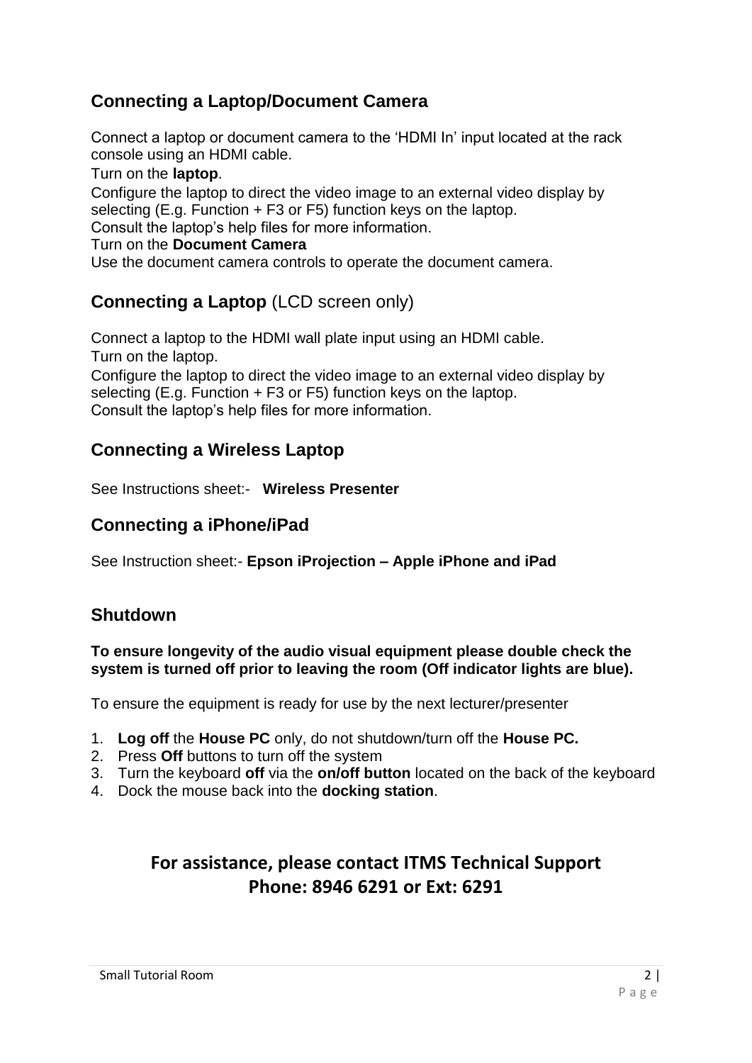## Connecting a Laptop/Document Camera

Connect a laptop or document camera to the 'HDMI In' input located at the rack console using an HDMI cable.

Turn on the **laptop**.

Configure the laptop to direct the video image to an external video display by selecting (E.g. Function + F3 or F5) function keys on the laptop.
Consult the laptop's help files for more information.
Turn on the **Document Camera**
Use the document camera controls to operate the document camera.

## Connecting a Laptop (LCD screen only)

Connect a laptop to the HDMI wall plate input using an HDMI cable.

Turn on the laptop.

Configure the laptop to direct the video image to an external video display by selecting (E.g. Function + F3 or F5) function keys on the laptop.
Consult the laptop's help files for more information.

## Connecting a Wireless Laptop

See Instructions sheet:- **Wireless Presenter**

## Connecting a iPhone/iPad

See Instruction sheet:- **Epson iProjection – Apple iPhone and iPad**

## Shutdown

**To ensure longevity of the audio visual equipment please double check the system is turned off prior to leaving the room (Off indicator lights are blue).**

To ensure the equipment is ready for use by the next lecturer/presenter

1. **Log off** the **House PC** only, do not shutdown/turn off the **House PC.**
2. Press **Off** buttons to turn off the system
3. Turn the keyboard **off** via the **on/off button** located on the back of the keyboard
4. Dock the mouse back into the **docking station**.

**For assistance, please contact ITMS Technical Support**
**Phone: 8946 6291 or Ext: 6291**